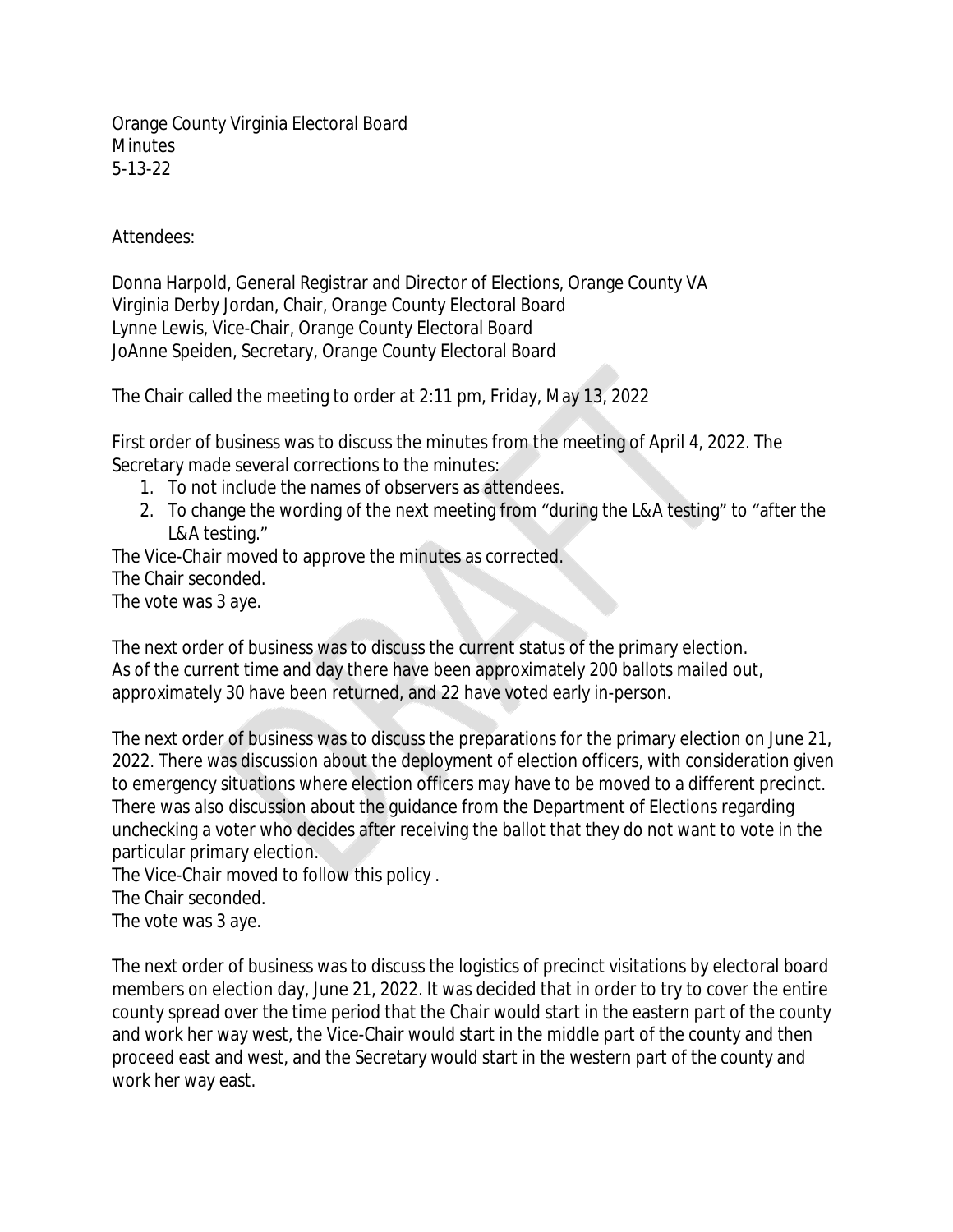Orange County Virginia Electoral Board
Minutes
5-13-22

Attendees:

Donna Harpold, General Registrar and Director of Elections, Orange County VA
Virginia Derby Jordan, Chair, Orange County Electoral Board
Lynne Lewis, Vice-Chair, Orange County Electoral Board
JoAnne Speiden, Secretary, Orange County Electoral Board

The Chair called the meeting to order at 2:11 pm, Friday, May 13, 2022

First order of business was to discuss the minutes from the meeting of April 4, 2022. The Secretary made several corrections to the minutes:

1. To not include the names of observers as attendees.
2. To change the wording of the next meeting from "during the L&A testing" to "after the L&A testing."

The Vice-Chair moved to approve the minutes as corrected.
The Chair seconded.
The vote was 3 aye.

The next order of business was to discuss the current status of the primary election. As of the current time and day there have been approximately 200 ballots mailed out, approximately 30 have been returned, and 22 have voted early in-person.

The next order of business was to discuss the preparations for the primary election on June 21, 2022. There was discussion about the deployment of election officers, with consideration given to emergency situations where election officers may have to be moved to a different precinct. There was also discussion about the guidance from the Department of Elections regarding unchecking a voter who decides after receiving the ballot that they do not want to vote in the particular primary election.
The Vice-Chair moved to follow this policy .
The Chair seconded.
The vote was 3 aye.

The next order of business was to discuss the logistics of precinct visitations by electoral board members on election day, June 21, 2022. It was decided that in order to try to cover the entire county spread over the time period that the Chair would start in the eastern part of the county and work her way west, the Vice-Chair would start in the middle part of the county and then proceed east and west, and the Secretary would start in the western part of the county and work her way east.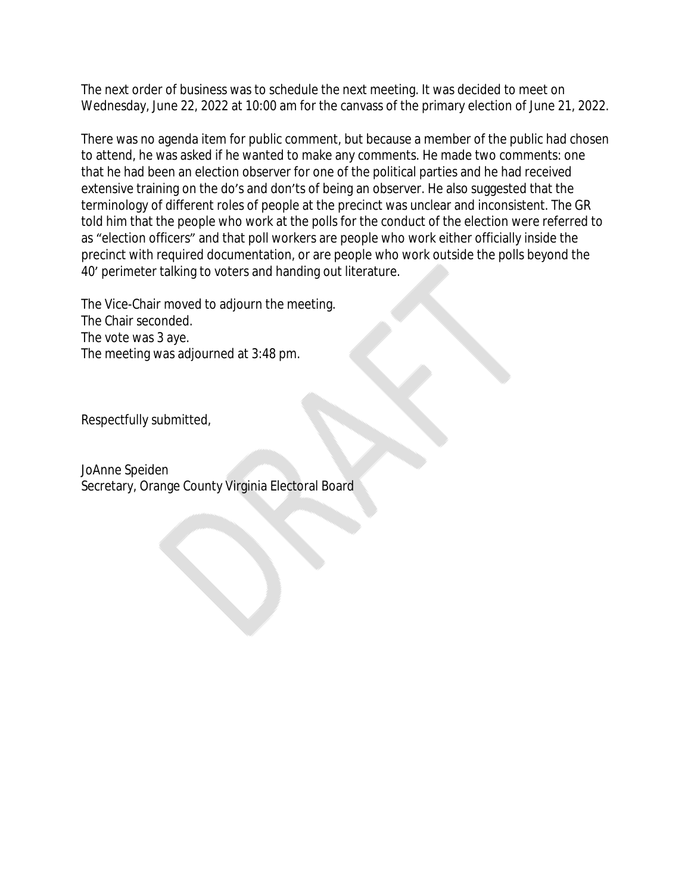The next order of business was to schedule the next meeting. It was decided to meet on Wednesday, June 22, 2022 at 10:00 am for the canvass of the primary election of June 21, 2022.

There was no agenda item for public comment, but because a member of the public had chosen to attend, he was asked if he wanted to make any comments. He made two comments: one that he had been an election observer for one of the political parties and he had received extensive training on the do's and don'ts of being an observer. He also suggested that the terminology of different roles of people at the precinct was unclear and inconsistent. The GR told him that the people who work at the polls for the conduct of the election were referred to as "election officers" and that poll workers are people who work either officially inside the precinct with required documentation, or are people who work outside the polls beyond the 40' perimeter talking to voters and handing out literature.

The Vice-Chair moved to adjourn the meeting.
The Chair seconded.
The vote was 3 aye.
The meeting was adjourned at 3:48 pm.

Respectfully submitted,

JoAnne Speiden
Secretary, Orange County Virginia Electoral Board